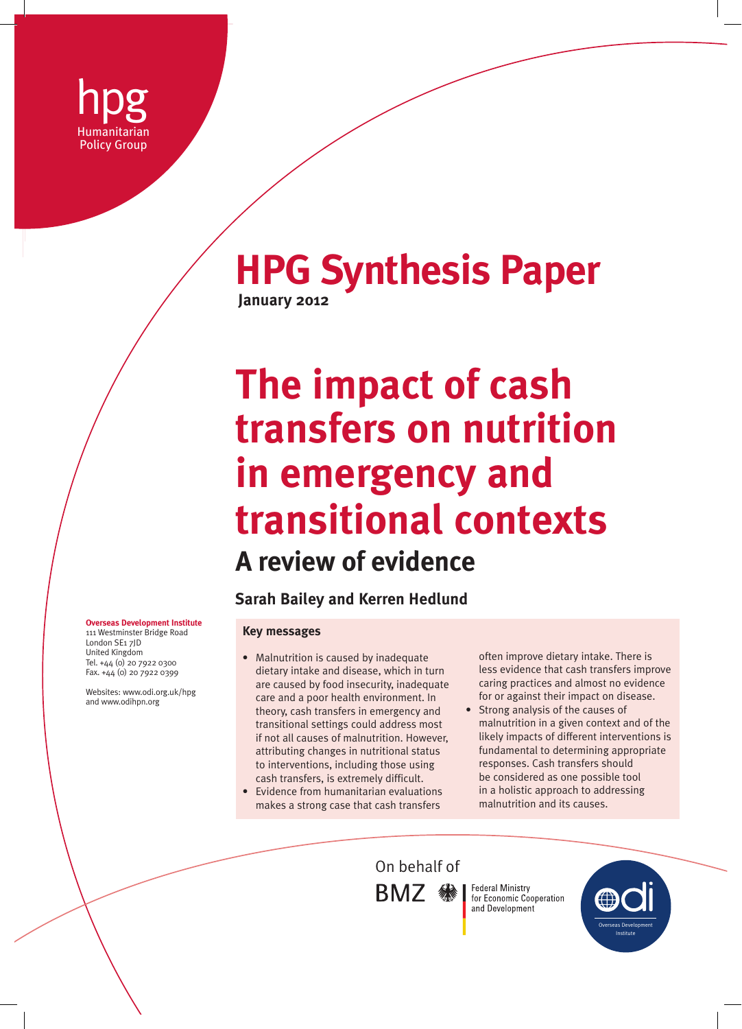hpg
Humanitarian Policy Group

# HPG Synthesis Paper

**January 2012**

# The impact of cash transfers on nutrition in emergency and transitional contexts

## A review of evidence

**Sarah Bailey and Kerren Hedlund**

**Overseas Development Institute**
111 Westminster Bridge Road
London SE1 7JD
United Kingdom
Tel. +44 (0) 20 7922 0300
Fax. +44 (0) 20 7922 0399

Websites: www.odi.org.uk/hpg and www.odihpn.org

### Key messages

- Malnutrition is caused by inadequate dietary intake and disease, which in turn are caused by food insecurity, inadequate care and a poor health environment. In theory, cash transfers in emergency and transitional settings could address most if not all causes of malnutrition. However, attributing changes in nutritional status to interventions, including those using cash transfers, is extremely difficult.
- Evidence from humanitarian evaluations makes a strong case that cash transfers often improve dietary intake. There is less evidence that cash transfers improve caring practices and almost no evidence for or against their impact on disease.
- Strong analysis of the causes of malnutrition in a given context and of the likely impacts of different interventions is fundamental to determining appropriate responses. Cash transfers should be considered as one possible tool in a holistic approach to addressing malnutrition and its causes.

On behalf of BMZ Federal Ministry for Economic Cooperation and Development

odi Overseas Development Institute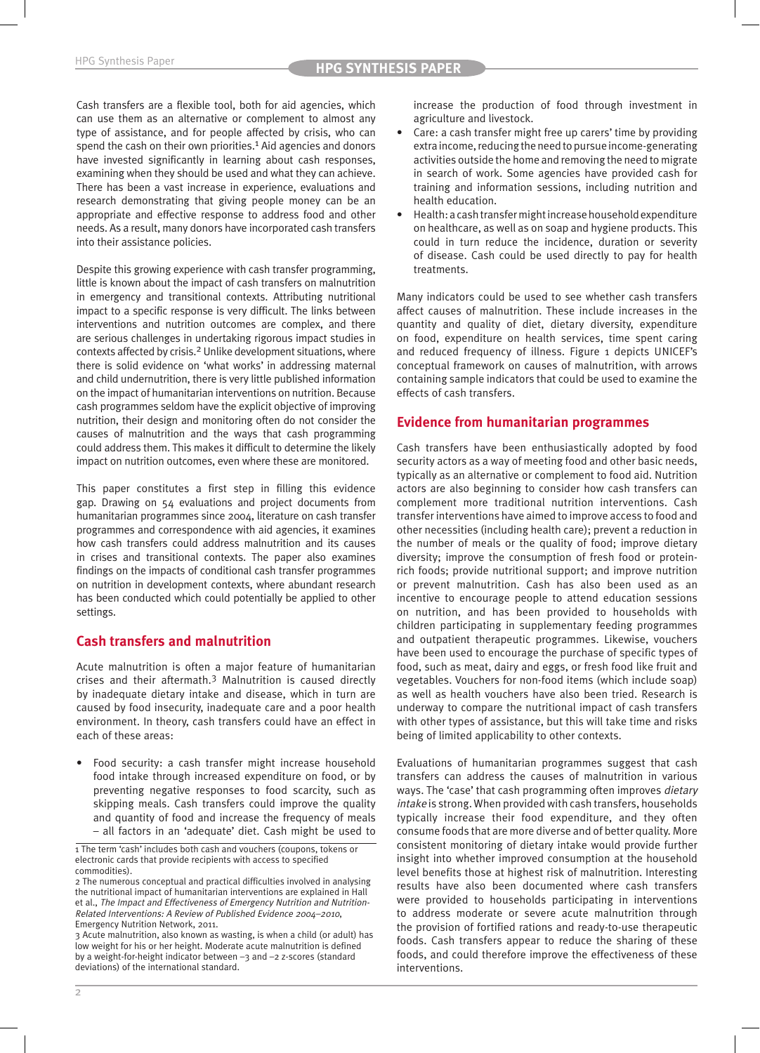Cash transfers are a flexible tool, both for aid agencies, which can use them as an alternative or complement to almost any type of assistance, and for people affected by crisis, who can spend the cash on their own priorities.[1] Aid agencies and donors have invested significantly in learning about cash responses, examining when they should be used and what they can achieve. There has been a vast increase in experience, evaluations and research demonstrating that giving people money can be an appropriate and effective response to address food and other needs. As a result, many donors have incorporated cash transfers into their assistance policies.

Despite this growing experience with cash transfer programming, little is known about the impact of cash transfers on malnutrition in emergency and transitional contexts. Attributing nutritional impact to a specific response is very difficult. The links between interventions and nutrition outcomes are complex, and there are serious challenges in undertaking rigorous impact studies in contexts affected by crisis.[2] Unlike development situations, where there is solid evidence on 'what works' in addressing maternal and child undernutrition, there is very little published information on the impact of humanitarian interventions on nutrition. Because cash programmes seldom have the explicit objective of improving nutrition, their design and monitoring often do not consider the causes of malnutrition and the ways that cash programming could address them. This makes it difficult to determine the likely impact on nutrition outcomes, even where these are monitored.

This paper constitutes a first step in filling this evidence gap. Drawing on 54 evaluations and project documents from humanitarian programmes since 2004, literature on cash transfer programmes and correspondence with aid agencies, it examines how cash transfers could address malnutrition and its causes in crises and transitional contexts. The paper also examines findings on the impacts of conditional cash transfer programmes on nutrition in development contexts, where abundant research has been conducted which could potentially be applied to other settings.

## Cash transfers and malnutrition

Acute malnutrition is often a major feature of humanitarian crises and their aftermath.[3] Malnutrition is caused directly by inadequate dietary intake and disease, which in turn are caused by food insecurity, inadequate care and a poor health environment. In theory, cash transfers could have an effect in each of these areas:

- Food security: a cash transfer might increase household food intake through increased expenditure on food, or by preventing negative responses to food scarcity, such as skipping meals. Cash transfers could improve the quality and quantity of food and increase the frequency of meals – all factors in an 'adequate' diet. Cash might be used to increase the production of food through investment in agriculture and livestock.
- Care: a cash transfer might free up carers' time by providing extra income, reducing the need to pursue income-generating activities outside the home and removing the need to migrate in search of work. Some agencies have provided cash for training and information sessions, including nutrition and health education.
- Health: a cash transfer might increase household expenditure on healthcare, as well as on soap and hygiene products. This could in turn reduce the incidence, duration or severity of disease. Cash could be used directly to pay for health treatments.

Many indicators could be used to see whether cash transfers affect causes of malnutrition. These include increases in the quantity and quality of diet, dietary diversity, expenditure on food, expenditure on health services, time spent caring and reduced frequency of illness. Figure 1 depicts UNICEF's conceptual framework on causes of malnutrition, with arrows containing sample indicators that could be used to examine the effects of cash transfers.

## Evidence from humanitarian programmes

Cash transfers have been enthusiastically adopted by food security actors as a way of meeting food and other basic needs, typically as an alternative or complement to food aid. Nutrition actors are also beginning to consider how cash transfers can complement more traditional nutrition interventions. Cash transfer interventions have aimed to improve access to food and other necessities (including health care); prevent a reduction in the number of meals or the quality of food; improve dietary diversity; improve the consumption of fresh food or protein-rich foods; provide nutritional support; and improve nutrition or prevent malnutrition. Cash has also been used as an incentive to encourage people to attend education sessions on nutrition, and has been provided to households with children participating in supplementary feeding programmes and outpatient therapeutic programmes. Likewise, vouchers have been used to encourage the purchase of specific types of food, such as meat, dairy and eggs, or fresh food like fruit and vegetables. Vouchers for non-food items (which include soap) as well as health vouchers have also been tried. Research is underway to compare the nutritional impact of cash transfers with other types of assistance, but this will take time and risks being of limited applicability to other contexts.

Evaluations of humanitarian programmes suggest that cash transfers can address the causes of malnutrition in various ways. The 'case' that cash programming often improves *dietary intake* is strong. When provided with cash transfers, households typically increase their food expenditure, and they often consume foods that are more diverse and of better quality. More consistent monitoring of dietary intake would provide further insight into whether improved consumption at the household level benefits those at highest risk of malnutrition. Interesting results have also been documented where cash transfers were provided to households participating in interventions to address moderate or severe acute malnutrition through the provision of fortified rations and ready-to-use therapeutic foods. Cash transfers appear to reduce the sharing of these foods, and could therefore improve the effectiveness of these interventions.

---

1 The term 'cash' includes both cash and vouchers (coupons, tokens or electronic cards that provide recipients with access to specified commodities).

2 The numerous conceptual and practical difficulties involved in analysing the nutritional impact of humanitarian interventions are explained in Hall et al., *The Impact and Effectiveness of Emergency Nutrition and Nutrition-Related Interventions: A Review of Published Evidence 2004–2010*, Emergency Nutrition Network, 2011.

3 Acute malnutrition, also known as wasting, is when a child (or adult) has low weight for his or her height. Moderate acute malnutrition is defined by a weight-for-height indicator between –3 and –2 z-scores (standard deviations) of the international standard.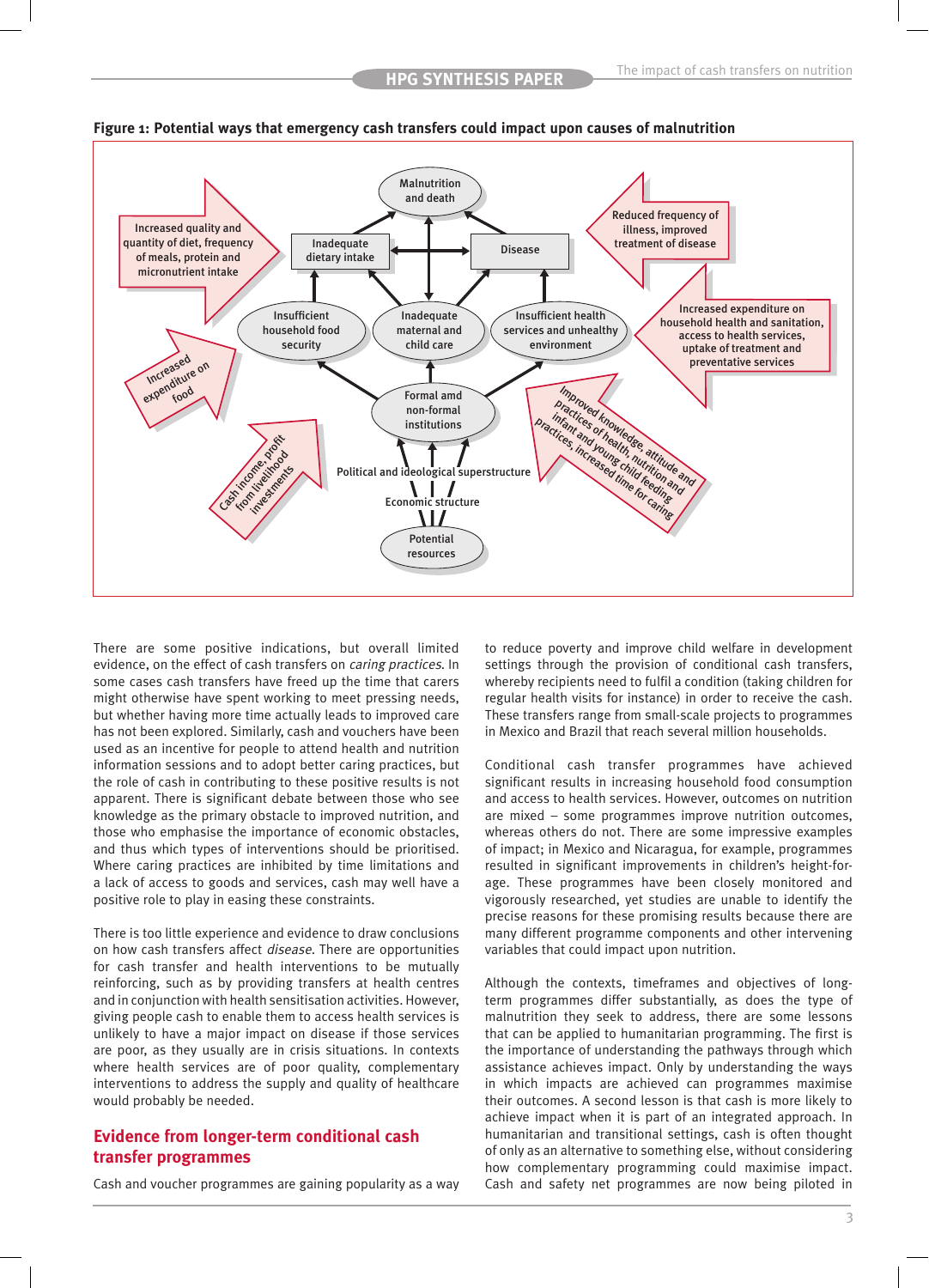**Figure 1: Potential ways that emergency cash transfers could impact upon causes of malnutrition**

Malnutrition and death

Inadequate dietary intake

Disease

Insufficient household food security

Inadequate maternal and child care

Insufficient health services and unhealthy environment

Formal amd non-formal institutions

Political and ideological superstructure

Economic structure

Potential resources

Increased quality and quantity of diet, frequency of meals, protein and micronutrient intake

Increased expenditure on food

Cash income, profit from livelihood investments

Reduced frequency of illness, improved treatment of disease

Increased expenditure on household health and sanitation, access to health services, uptake of treatment and preventative services

Improved knowledge, attitude and practices of health, nutrition and infant and young child feeding practices, increased time for caring

There are some positive indications, but overall limited evidence, on the effect of cash transfers on *caring practices*. In some cases cash transfers have freed up the time that carers might otherwise have spent working to meet pressing needs, but whether having more time actually leads to improved care has not been explored. Similarly, cash and vouchers have been used as an incentive for people to attend health and nutrition information sessions and to adopt better caring practices, but the role of cash in contributing to these positive results is not apparent. There is significant debate between those who see knowledge as the primary obstacle to improved nutrition, and those who emphasise the importance of economic obstacles, and thus which types of interventions should be prioritised. Where caring practices are inhibited by time limitations and a lack of access to goods and services, cash may well have a positive role to play in easing these constraints.

There is too little experience and evidence to draw conclusions on how cash transfers affect *disease*. There are opportunities for cash transfer and health interventions to be mutually reinforcing, such as by providing transfers at health centres and in conjunction with health sensitisation activities. However, giving people cash to enable them to access health services is unlikely to have a major impact on disease if those services are poor, as they usually are in crisis situations. In contexts where health services are of poor quality, complementary interventions to address the supply and quality of healthcare would probably be needed.

## Evidence from longer-term conditional cash transfer programmes

Cash and voucher programmes are gaining popularity as a way to reduce poverty and improve child welfare in development settings through the provision of conditional cash transfers, whereby recipients need to fulfil a condition (taking children for regular health visits for instance) in order to receive the cash. These transfers range from small-scale projects to programmes in Mexico and Brazil that reach several million households.

Conditional cash transfer programmes have achieved significant results in increasing household food consumption and access to health services. However, outcomes on nutrition are mixed – some programmes improve nutrition outcomes, whereas others do not. There are some impressive examples of impact; in Mexico and Nicaragua, for example, programmes resulted in significant improvements in children's height-for-age. These programmes have been closely monitored and vigorously researched, yet studies are unable to identify the precise reasons for these promising results because there are many different programme components and other intervening variables that could impact upon nutrition.

Although the contexts, timeframes and objectives of long-term programmes differ substantially, as does the type of malnutrition they seek to address, there are some lessons that can be applied to humanitarian programming. The first is the importance of understanding the pathways through which assistance achieves impact. Only by understanding the ways in which impacts are achieved can programmes maximise their outcomes. A second lesson is that cash is more likely to achieve impact when it is part of an integrated approach. In humanitarian and transitional settings, cash is often thought of only as an alternative to something else, without considering how complementary programming could maximise impact. Cash and safety net programmes are now being piloted in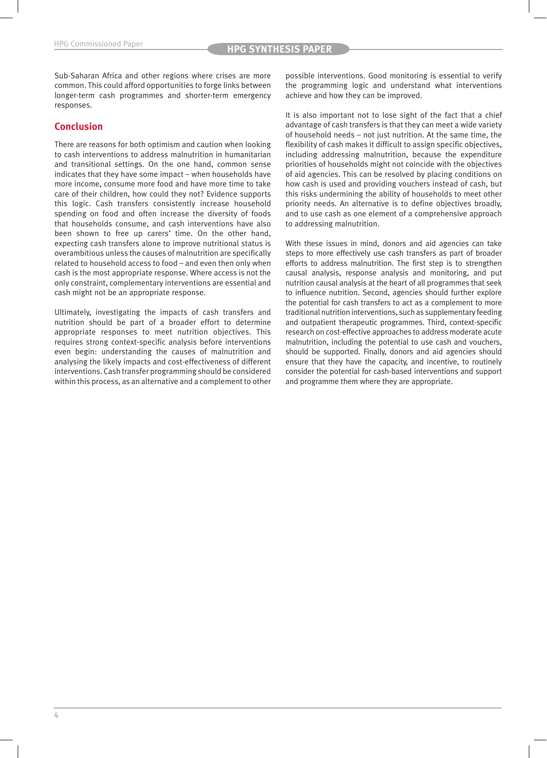Sub-Saharan Africa and other regions where crises are more common. This could afford opportunities to forge links between longer-term cash programmes and shorter-term emergency responses.

## Conclusion

There are reasons for both optimism and caution when looking to cash interventions to address malnutrition in humanitarian and transitional settings. On the one hand, common sense indicates that they have some impact – when households have more income, consume more food and have more time to take care of their children, how could they not? Evidence supports this logic. Cash transfers consistently increase household spending on food and often increase the diversity of foods that households consume, and cash interventions have also been shown to free up carers' time. On the other hand, expecting cash transfers alone to improve nutritional status is overambitious unless the causes of malnutrition are specifically related to household access to food – and even then only when cash is the most appropriate response. Where access is not the only constraint, complementary interventions are essential and cash might not be an appropriate response.

Ultimately, investigating the impacts of cash transfers and nutrition should be part of a broader effort to determine appropriate responses to meet nutrition objectives. This requires strong context-specific analysis before interventions even begin: understanding the causes of malnutrition and analysing the likely impacts and cost-effectiveness of different interventions. Cash transfer programming should be considered within this process, as an alternative and a complement to other possible interventions. Good monitoring is essential to verify the programming logic and understand what interventions achieve and how they can be improved.

It is also important not to lose sight of the fact that a chief advantage of cash transfers is that they can meet a wide variety of household needs – not just nutrition. At the same time, the flexibility of cash makes it difficult to assign specific objectives, including addressing malnutrition, because the expenditure priorities of households might not coincide with the objectives of aid agencies. This can be resolved by placing conditions on how cash is used and providing vouchers instead of cash, but this risks undermining the ability of households to meet other priority needs. An alternative is to define objectives broadly, and to use cash as one element of a comprehensive approach to addressing malnutrition.

With these issues in mind, donors and aid agencies can take steps to more effectively use cash transfers as part of broader efforts to address malnutrition. The first step is to strengthen causal analysis, response analysis and monitoring, and put nutrition causal analysis at the heart of all programmes that seek to influence nutrition. Second, agencies should further explore the potential for cash transfers to act as a complement to more traditional nutrition interventions, such as supplementary feeding and outpatient therapeutic programmes. Third, context-specific research on cost-effective approaches to address moderate acute malnutrition, including the potential to use cash and vouchers, should be supported. Finally, donors and aid agencies should ensure that they have the capacity, and incentive, to routinely consider the potential for cash-based interventions and support and programme them where they are appropriate.